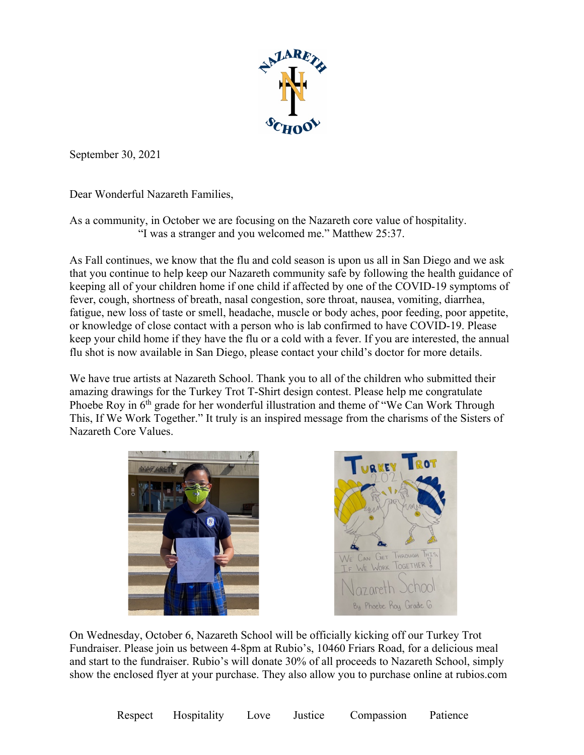September 30, 2021

Dear Wonderful Nazareth Families,

As a community, in October we are focusing on the Nazareth core value of hospitality.
"I was a stranger and you welcomed me." Matthew 25:37.

As Fall continues, we know that the flu and cold season is upon us all in San Diego and we ask that you continue to help keep our Nazareth community safe by following the health guidance of keeping all of your children home if one child if affected by one of the COVID-19 symptoms of fever, cough, shortness of breath, nasal congestion, sore throat, nausea, vomiting, diarrhea, fatigue, new loss of taste or smell, headache, muscle or body aches, poor feeding, poor appetite, or knowledge of close contact with a person who is lab confirmed to have COVID-19. Please keep your child home if they have the flu or a cold with a fever. If you are interested, the annual flu shot is now available in San Diego, please contact your child's doctor for more details.

We have true artists at Nazareth School. Thank you to all of the children who submitted their amazing drawings for the Turkey Trot T-Shirt design contest. Please help me congratulate Phoebe Roy in 6th grade for her wonderful illustration and theme of "We Can Work Through This, If We Work Together." It truly is an inspired message from the charisms of the Sisters of Nazareth Core Values.

On Wednesday, October 6, Nazareth School will be officially kicking off our Turkey Trot Fundraiser. Please join us between 4-8pm at Rubio's, 10460 Friars Road, for a delicious meal and start to the fundraiser. Rubio's will donate 30% of all proceeds to Nazareth School, simply show the enclosed flyer at your purchase. They also allow you to purchase online at rubios.com

Respect Hospitality Love Justice Compassion Patience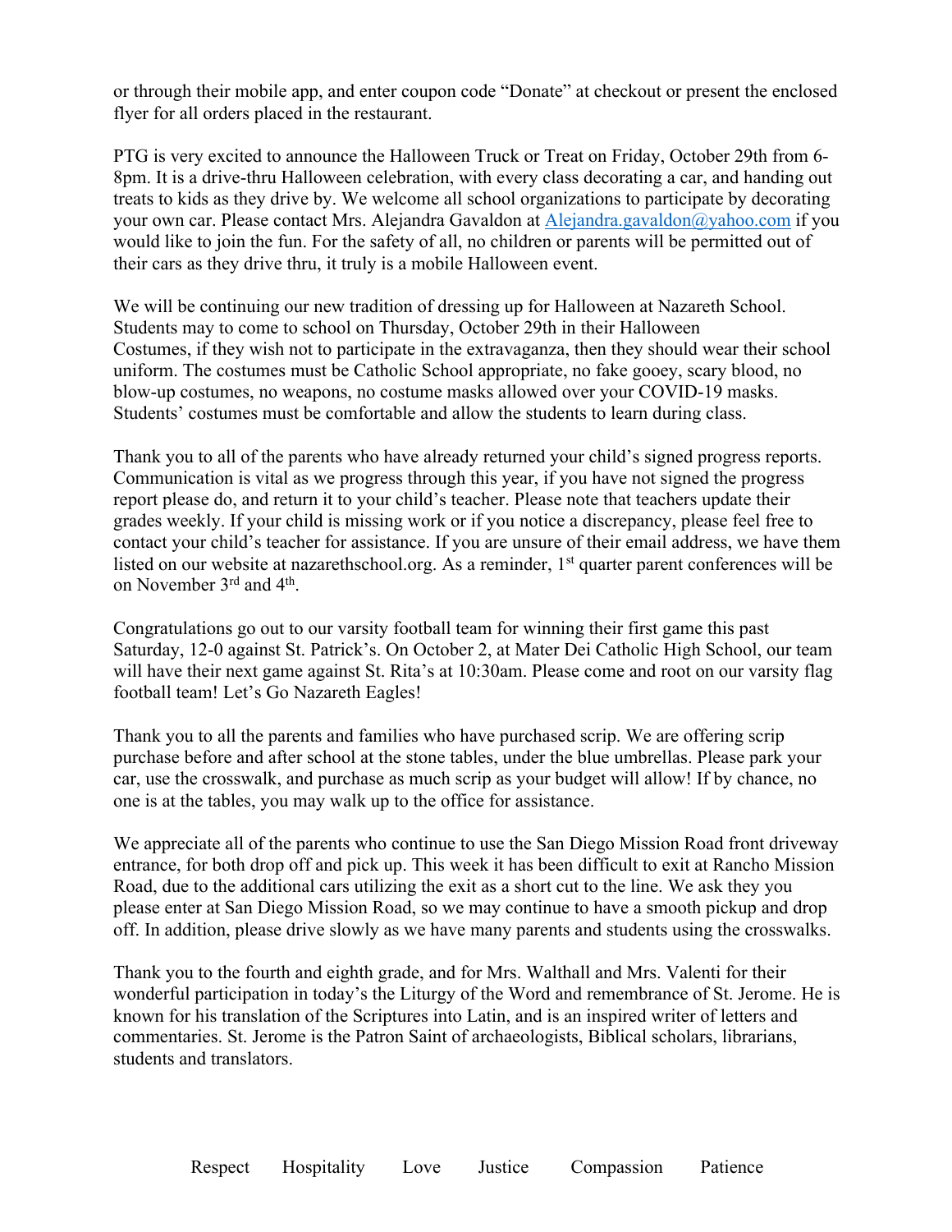or through their mobile app, and enter coupon code "Donate" at checkout or present the enclosed flyer for all orders placed in the restaurant.

PTG is very excited to announce the Halloween Truck or Treat on Friday, October 29th from 6-8pm. It is a drive-thru Halloween celebration, with every class decorating a car, and handing out treats to kids as they drive by. We welcome all school organizations to participate by decorating your own car. Please contact Mrs. Alejandra Gavaldon at Alejandra.gavaldon@yahoo.com if you would like to join the fun. For the safety of all, no children or parents will be permitted out of their cars as they drive thru, it truly is a mobile Halloween event.

We will be continuing our new tradition of dressing up for Halloween at Nazareth School. Students may to come to school on Thursday, October 29th in their Halloween Costumes, if they wish not to participate in the extravaganza, then they should wear their school uniform. The costumes must be Catholic School appropriate, no fake gooey, scary blood, no blow-up costumes, no weapons, no costume masks allowed over your COVID-19 masks. Students' costumes must be comfortable and allow the students to learn during class.

Thank you to all of the parents who have already returned your child's signed progress reports. Communication is vital as we progress through this year, if you have not signed the progress report please do, and return it to your child's teacher. Please note that teachers update their grades weekly. If your child is missing work or if you notice a discrepancy, please feel free to contact your child's teacher for assistance. If you are unsure of their email address, we have them listed on our website at nazarethschool.org. As a reminder, 1st quarter parent conferences will be on November 3rd and 4th.

Congratulations go out to our varsity football team for winning their first game this past Saturday, 12-0 against St. Patrick's. On October 2, at Mater Dei Catholic High School, our team will have their next game against St. Rita's at 10:30am. Please come and root on our varsity flag football team! Let's Go Nazareth Eagles!

Thank you to all the parents and families who have purchased scrip. We are offering scrip purchase before and after school at the stone tables, under the blue umbrellas. Please park your car, use the crosswalk, and purchase as much scrip as your budget will allow! If by chance, no one is at the tables, you may walk up to the office for assistance.

We appreciate all of the parents who continue to use the San Diego Mission Road front driveway entrance, for both drop off and pick up. This week it has been difficult to exit at Rancho Mission Road, due to the additional cars utilizing the exit as a short cut to the line. We ask they you please enter at San Diego Mission Road, so we may continue to have a smooth pickup and drop off. In addition, please drive slowly as we have many parents and students using the crosswalks.

Thank you to the fourth and eighth grade, and for Mrs. Walthall and Mrs. Valenti for their wonderful participation in today's the Liturgy of the Word and remembrance of St. Jerome. He is known for his translation of the Scriptures into Latin, and is an inspired writer of letters and commentaries. St. Jerome is the Patron Saint of archaeologists, Biblical scholars, librarians, students and translators.

Respect Hospitality Love Justice Compassion Patience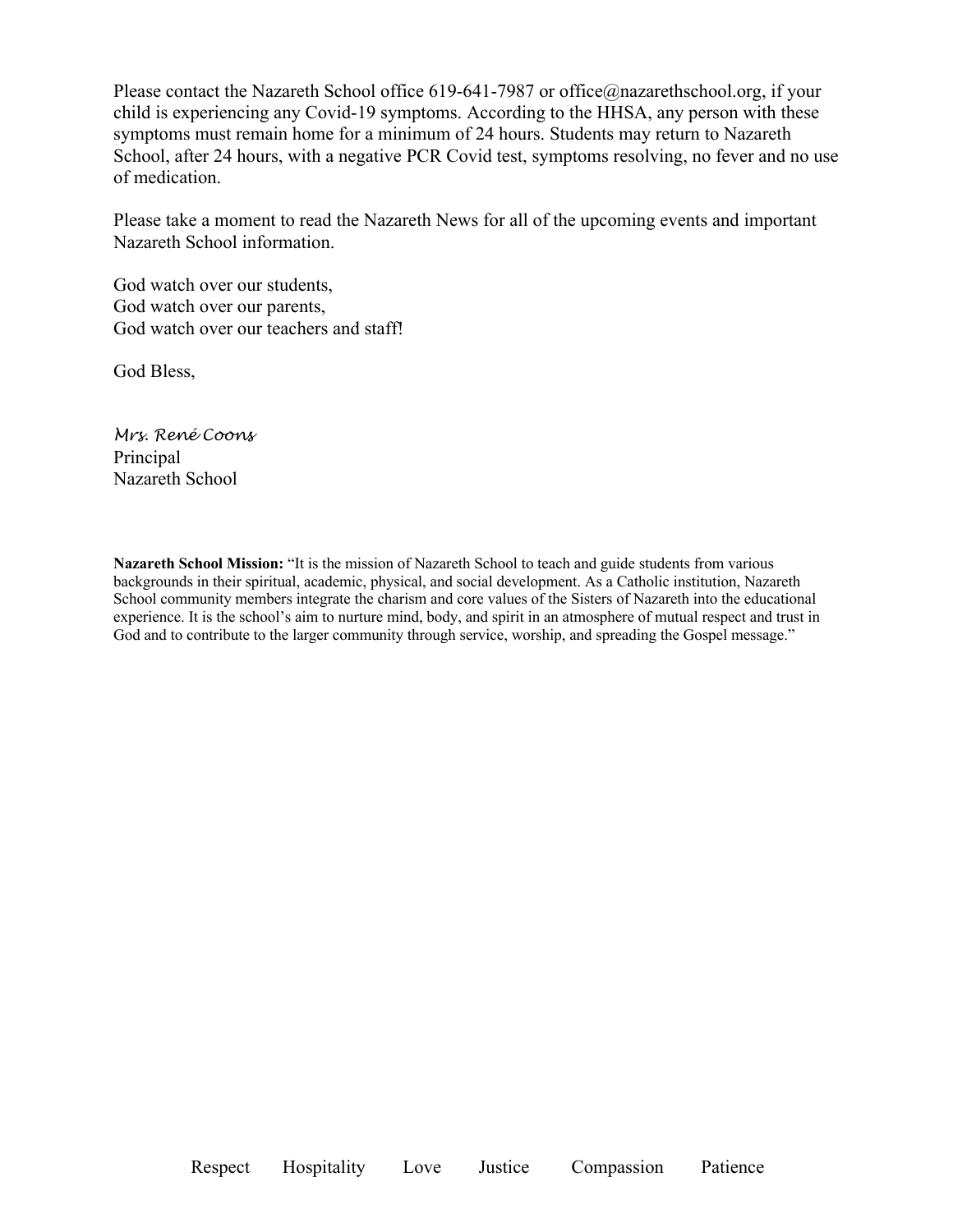Please contact the Nazareth School office 619-641-7987 or office@nazarethschool.org, if your child is experiencing any Covid-19 symptoms. According to the HHSA, any person with these symptoms must remain home for a minimum of 24 hours. Students may return to Nazareth School, after 24 hours, with a negative PCR Covid test, symptoms resolving, no fever and no use of medication.

Please take a moment to read the Nazareth News for all of the upcoming events and important Nazareth School information.

God watch over our students,
God watch over our parents,
God watch over our teachers and staff!

God Bless,

*Mrs. René Coons*
Principal
Nazareth School

**Nazareth School Mission:** "It is the mission of Nazareth School to teach and guide students from various backgrounds in their spiritual, academic, physical, and social development. As a Catholic institution, Nazareth School community members integrate the charism and core values of the Sisters of Nazareth into the educational experience. It is the school's aim to nurture mind, body, and spirit in an atmosphere of mutual respect and trust in God and to contribute to the larger community through service, worship, and spreading the Gospel message."

Respect Hospitality Love Justice Compassion Patience